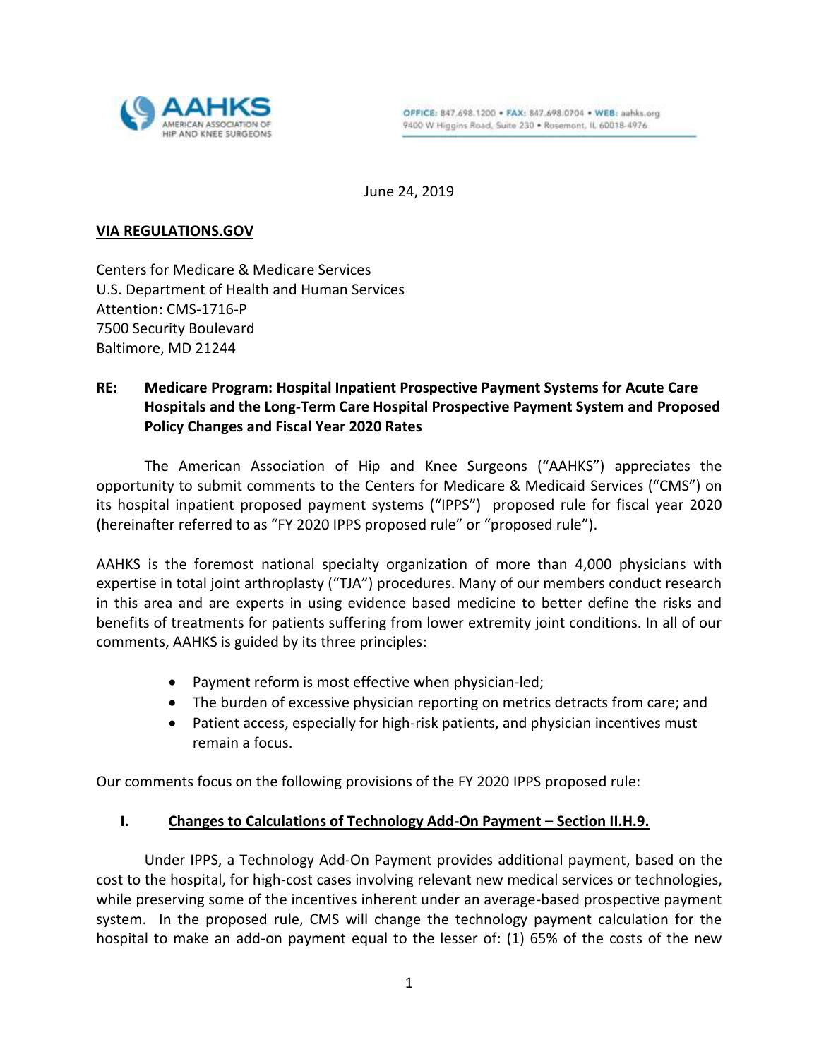AAHKS
AMERICAN ASSOCIATION OF HIP AND KNEE SURGEONS

OFFICE: 847.698.1200 • FAX: 847.698.0704 • WEB: aahks.org
9400 W Higgins Road, Suite 230 • Rosemont, IL 60018-4976

June 24, 2019

**VIA REGULATIONS.GOV**

Centers for Medicare & Medicare Services
U.S. Department of Health and Human Services
Attention: CMS-1716-P
7500 Security Boulevard
Baltimore, MD 21244

**RE: Medicare Program: Hospital Inpatient Prospective Payment Systems for Acute Care Hospitals and the Long-Term Care Hospital Prospective Payment System and Proposed Policy Changes and Fiscal Year 2020 Rates**

The American Association of Hip and Knee Surgeons ("AAHKS") appreciates the opportunity to submit comments to the Centers for Medicare & Medicaid Services ("CMS") on its hospital inpatient proposed payment systems ("IPPS") proposed rule for fiscal year 2020 (hereinafter referred to as "FY 2020 IPPS proposed rule" or "proposed rule").

AAHKS is the foremost national specialty organization of more than 4,000 physicians with expertise in total joint arthroplasty ("TJA") procedures. Many of our members conduct research in this area and are experts in using evidence based medicine to better define the risks and benefits of treatments for patients suffering from lower extremity joint conditions. In all of our comments, AAHKS is guided by its three principles:

- Payment reform is most effective when physician-led;
- The burden of excessive physician reporting on metrics detracts from care; and
- Patient access, especially for high-risk patients, and physician incentives must remain a focus.

Our comments focus on the following provisions of the FY 2020 IPPS proposed rule:

## I. Changes to Calculations of Technology Add-On Payment – Section II.H.9.

Under IPPS, a Technology Add-On Payment provides additional payment, based on the cost to the hospital, for high-cost cases involving relevant new medical services or technologies, while preserving some of the incentives inherent under an average-based prospective payment system. In the proposed rule, CMS will change the technology payment calculation for the hospital to make an add-on payment equal to the lesser of: (1) 65% of the costs of the new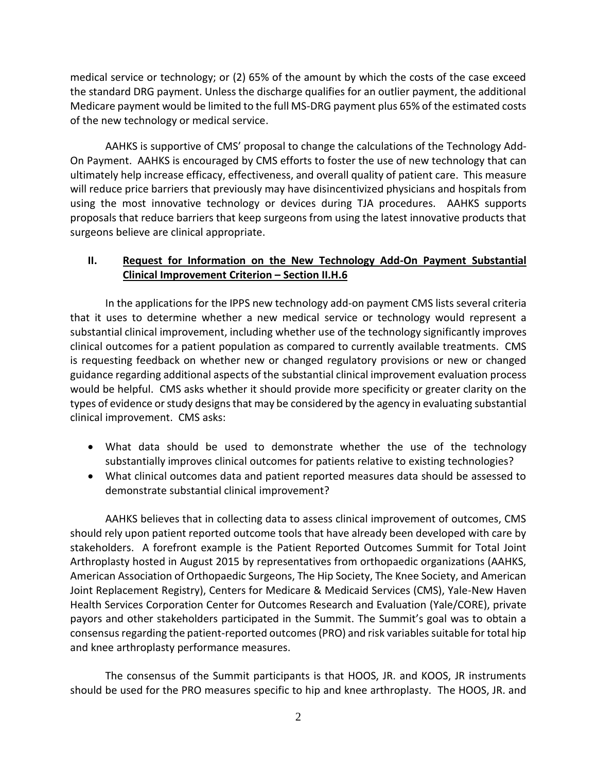medical service or technology; or (2) 65% of the amount by which the costs of the case exceed the standard DRG payment. Unless the discharge qualifies for an outlier payment, the additional Medicare payment would be limited to the full MS-DRG payment plus 65% of the estimated costs of the new technology or medical service.

AAHKS is supportive of CMS' proposal to change the calculations of the Technology Add-On Payment. AAHKS is encouraged by CMS efforts to foster the use of new technology that can ultimately help increase efficacy, effectiveness, and overall quality of patient care. This measure will reduce price barriers that previously may have disincentivized physicians and hospitals from using the most innovative technology or devices during TJA procedures. AAHKS supports proposals that reduce barriers that keep surgeons from using the latest innovative products that surgeons believe are clinical appropriate.

## II. Request for Information on the New Technology Add-On Payment Substantial Clinical Improvement Criterion – Section II.H.6

In the applications for the IPPS new technology add-on payment CMS lists several criteria that it uses to determine whether a new medical service or technology would represent a substantial clinical improvement, including whether use of the technology significantly improves clinical outcomes for a patient population as compared to currently available treatments. CMS is requesting feedback on whether new or changed regulatory provisions or new or changed guidance regarding additional aspects of the substantial clinical improvement evaluation process would be helpful. CMS asks whether it should provide more specificity or greater clarity on the types of evidence or study designs that may be considered by the agency in evaluating substantial clinical improvement. CMS asks:

- What data should be used to demonstrate whether the use of the technology substantially improves clinical outcomes for patients relative to existing technologies?
- What clinical outcomes data and patient reported measures data should be assessed to demonstrate substantial clinical improvement?

AAHKS believes that in collecting data to assess clinical improvement of outcomes, CMS should rely upon patient reported outcome tools that have already been developed with care by stakeholders. A forefront example is the Patient Reported Outcomes Summit for Total Joint Arthroplasty hosted in August 2015 by representatives from orthopaedic organizations (AAHKS, American Association of Orthopaedic Surgeons, The Hip Society, The Knee Society, and American Joint Replacement Registry), Centers for Medicare & Medicaid Services (CMS), Yale-New Haven Health Services Corporation Center for Outcomes Research and Evaluation (Yale/CORE), private payors and other stakeholders participated in the Summit. The Summit's goal was to obtain a consensus regarding the patient-reported outcomes (PRO) and risk variables suitable for total hip and knee arthroplasty performance measures.

The consensus of the Summit participants is that HOOS, JR. and KOOS, JR instruments should be used for the PRO measures specific to hip and knee arthroplasty. The HOOS, JR. and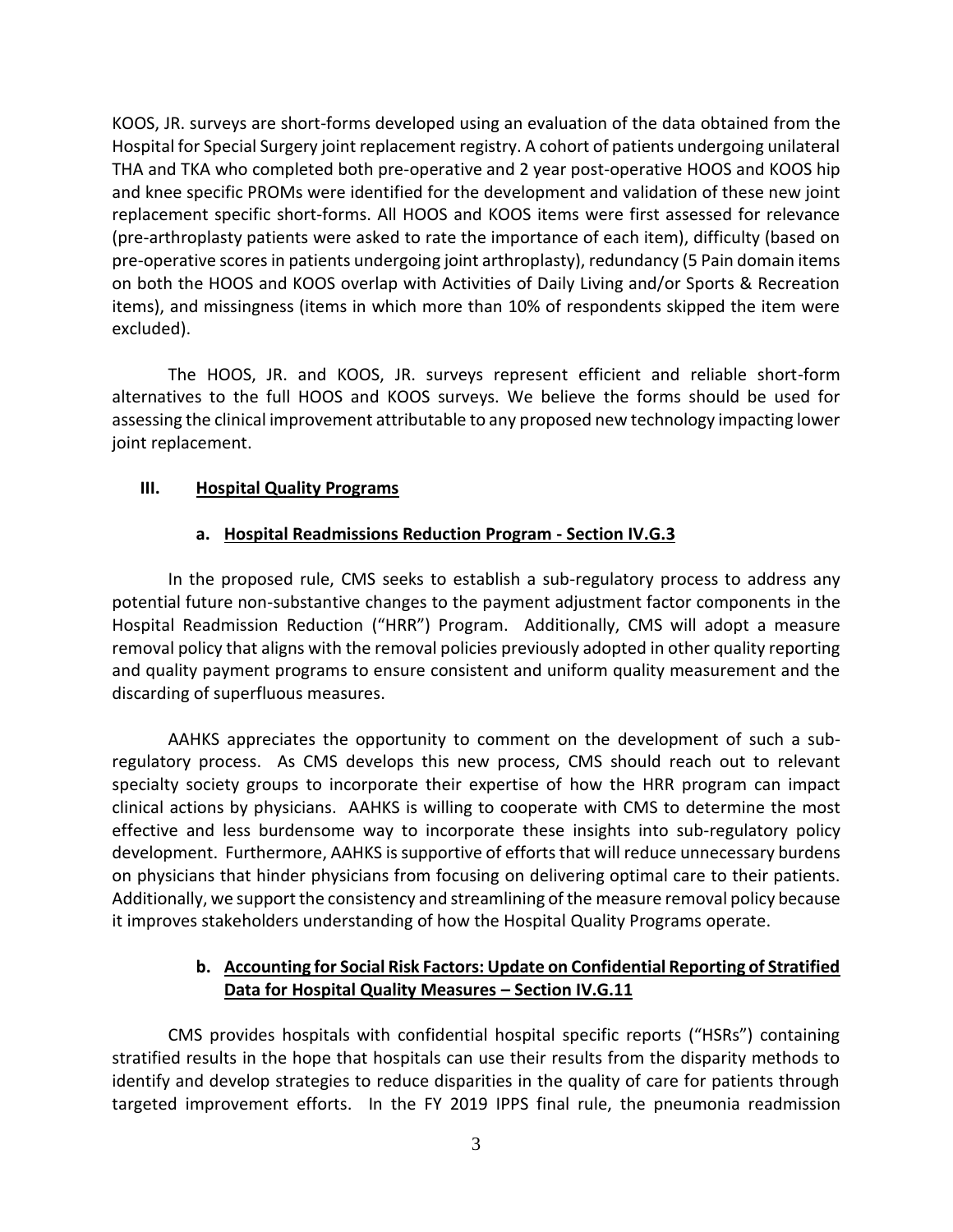KOOS, JR. surveys are short-forms developed using an evaluation of the data obtained from the Hospital for Special Surgery joint replacement registry. A cohort of patients undergoing unilateral THA and TKA who completed both pre-operative and 2 year post-operative HOOS and KOOS hip and knee specific PROMs were identified for the development and validation of these new joint replacement specific short-forms. All HOOS and KOOS items were first assessed for relevance (pre-arthroplasty patients were asked to rate the importance of each item), difficulty (based on pre-operative scores in patients undergoing joint arthroplasty), redundancy (5 Pain domain items on both the HOOS and KOOS overlap with Activities of Daily Living and/or Sports & Recreation items), and missingness (items in which more than 10% of respondents skipped the item were excluded).

The HOOS, JR. and KOOS, JR. surveys represent efficient and reliable short-form alternatives to the full HOOS and KOOS surveys. We believe the forms should be used for assessing the clinical improvement attributable to any proposed new technology impacting lower joint replacement.

## III. Hospital Quality Programs

### a. Hospital Readmissions Reduction Program - Section IV.G.3

In the proposed rule, CMS seeks to establish a sub-regulatory process to address any potential future non-substantive changes to the payment adjustment factor components in the Hospital Readmission Reduction ("HRR") Program. Additionally, CMS will adopt a measure removal policy that aligns with the removal policies previously adopted in other quality reporting and quality payment programs to ensure consistent and uniform quality measurement and the discarding of superfluous measures.

AAHKS appreciates the opportunity to comment on the development of such a sub-regulatory process. As CMS develops this new process, CMS should reach out to relevant specialty society groups to incorporate their expertise of how the HRR program can impact clinical actions by physicians. AAHKS is willing to cooperate with CMS to determine the most effective and less burdensome way to incorporate these insights into sub-regulatory policy development. Furthermore, AAHKS is supportive of efforts that will reduce unnecessary burdens on physicians that hinder physicians from focusing on delivering optimal care to their patients. Additionally, we support the consistency and streamlining of the measure removal policy because it improves stakeholders understanding of how the Hospital Quality Programs operate.

### b. Accounting for Social Risk Factors: Update on Confidential Reporting of Stratified Data for Hospital Quality Measures – Section IV.G.11

CMS provides hospitals with confidential hospital specific reports ("HSRs") containing stratified results in the hope that hospitals can use their results from the disparity methods to identify and develop strategies to reduce disparities in the quality of care for patients through targeted improvement efforts. In the FY 2019 IPPS final rule, the pneumonia readmission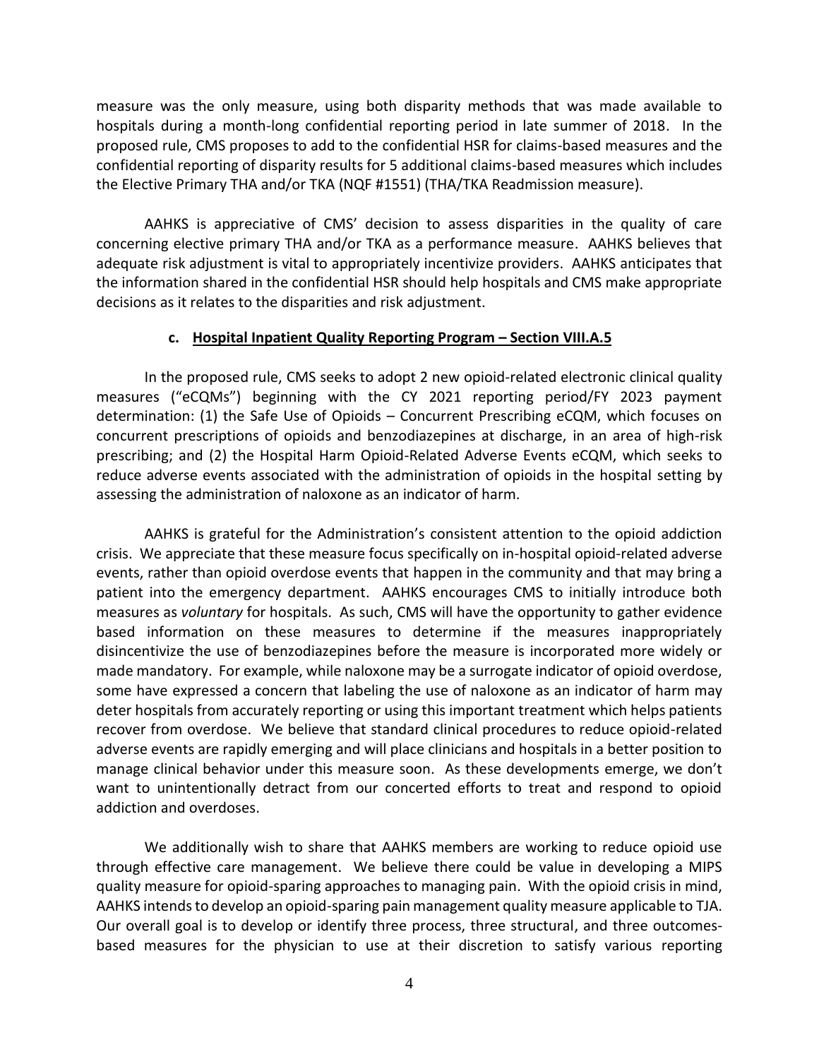measure was the only measure, using both disparity methods that was made available to hospitals during a month-long confidential reporting period in late summer of 2018. In the proposed rule, CMS proposes to add to the confidential HSR for claims-based measures and the confidential reporting of disparity results for 5 additional claims-based measures which includes the Elective Primary THA and/or TKA (NQF #1551) (THA/TKA Readmission measure).

AAHKS is appreciative of CMS' decision to assess disparities in the quality of care concerning elective primary THA and/or TKA as a performance measure. AAHKS believes that adequate risk adjustment is vital to appropriately incentivize providers. AAHKS anticipates that the information shared in the confidential HSR should help hospitals and CMS make appropriate decisions as it relates to the disparities and risk adjustment.

#### c. **Hospital Inpatient Quality Reporting Program – Section VIII.A.5**

In the proposed rule, CMS seeks to adopt 2 new opioid-related electronic clinical quality measures ("eCQMs") beginning with the CY 2021 reporting period/FY 2023 payment determination: (1) the Safe Use of Opioids – Concurrent Prescribing eCQM, which focuses on concurrent prescriptions of opioids and benzodiazepines at discharge, in an area of high-risk prescribing; and (2) the Hospital Harm Opioid-Related Adverse Events eCQM, which seeks to reduce adverse events associated with the administration of opioids in the hospital setting by assessing the administration of naloxone as an indicator of harm.

AAHKS is grateful for the Administration's consistent attention to the opioid addiction crisis. We appreciate that these measure focus specifically on in-hospital opioid-related adverse events, rather than opioid overdose events that happen in the community and that may bring a patient into the emergency department. AAHKS encourages CMS to initially introduce both measures as *voluntary* for hospitals. As such, CMS will have the opportunity to gather evidence based information on these measures to determine if the measures inappropriately disincentivize the use of benzodiazepines before the measure is incorporated more widely or made mandatory. For example, while naloxone may be a surrogate indicator of opioid overdose, some have expressed a concern that labeling the use of naloxone as an indicator of harm may deter hospitals from accurately reporting or using this important treatment which helps patients recover from overdose. We believe that standard clinical procedures to reduce opioid-related adverse events are rapidly emerging and will place clinicians and hospitals in a better position to manage clinical behavior under this measure soon. As these developments emerge, we don't want to unintentionally detract from our concerted efforts to treat and respond to opioid addiction and overdoses.

We additionally wish to share that AAHKS members are working to reduce opioid use through effective care management. We believe there could be value in developing a MIPS quality measure for opioid-sparing approaches to managing pain. With the opioid crisis in mind, AAHKS intends to develop an opioid-sparing pain management quality measure applicable to TJA. Our overall goal is to develop or identify three process, three structural, and three outcomes-based measures for the physician to use at their discretion to satisfy various reporting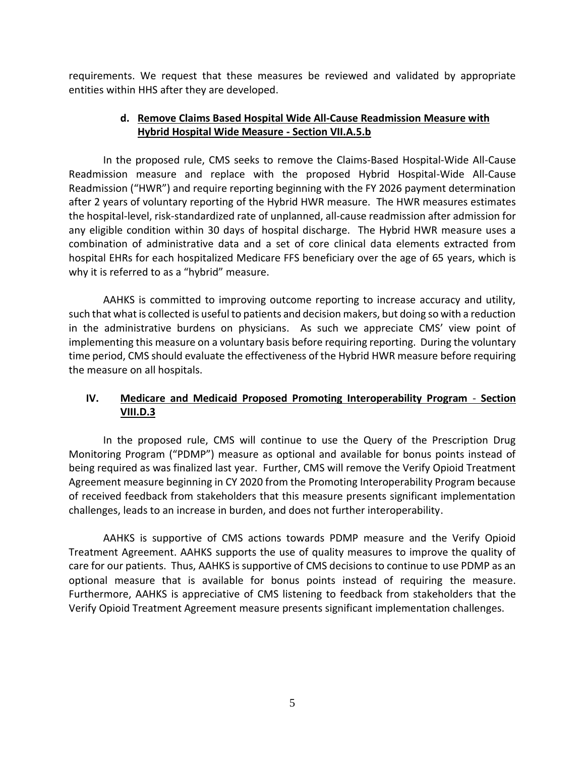requirements. We request that these measures be reviewed and validated by appropriate entities within HHS after they are developed.

#### d. Remove Claims Based Hospital Wide All-Cause Readmission Measure with Hybrid Hospital Wide Measure - Section VII.A.5.b

In the proposed rule, CMS seeks to remove the Claims-Based Hospital-Wide All-Cause Readmission measure and replace with the proposed Hybrid Hospital-Wide All-Cause Readmission ("HWR") and require reporting beginning with the FY 2026 payment determination after 2 years of voluntary reporting of the Hybrid HWR measure. The HWR measures estimates the hospital-level, risk-standardized rate of unplanned, all-cause readmission after admission for any eligible condition within 30 days of hospital discharge. The Hybrid HWR measure uses a combination of administrative data and a set of core clinical data elements extracted from hospital EHRs for each hospitalized Medicare FFS beneficiary over the age of 65 years, which is why it is referred to as a "hybrid" measure.

AAHKS is committed to improving outcome reporting to increase accuracy and utility, such that what is collected is useful to patients and decision makers, but doing so with a reduction in the administrative burdens on physicians. As such we appreciate CMS' view point of implementing this measure on a voluntary basis before requiring reporting. During the voluntary time period, CMS should evaluate the effectiveness of the Hybrid HWR measure before requiring the measure on all hospitals.

## IV. Medicare and Medicaid Proposed Promoting Interoperability Program - Section VIII.D.3

In the proposed rule, CMS will continue to use the Query of the Prescription Drug Monitoring Program ("PDMP") measure as optional and available for bonus points instead of being required as was finalized last year. Further, CMS will remove the Verify Opioid Treatment Agreement measure beginning in CY 2020 from the Promoting Interoperability Program because of received feedback from stakeholders that this measure presents significant implementation challenges, leads to an increase in burden, and does not further interoperability.

AAHKS is supportive of CMS actions towards PDMP measure and the Verify Opioid Treatment Agreement. AAHKS supports the use of quality measures to improve the quality of care for our patients. Thus, AAHKS is supportive of CMS decisions to continue to use PDMP as an optional measure that is available for bonus points instead of requiring the measure. Furthermore, AAHKS is appreciative of CMS listening to feedback from stakeholders that the Verify Opioid Treatment Agreement measure presents significant implementation challenges.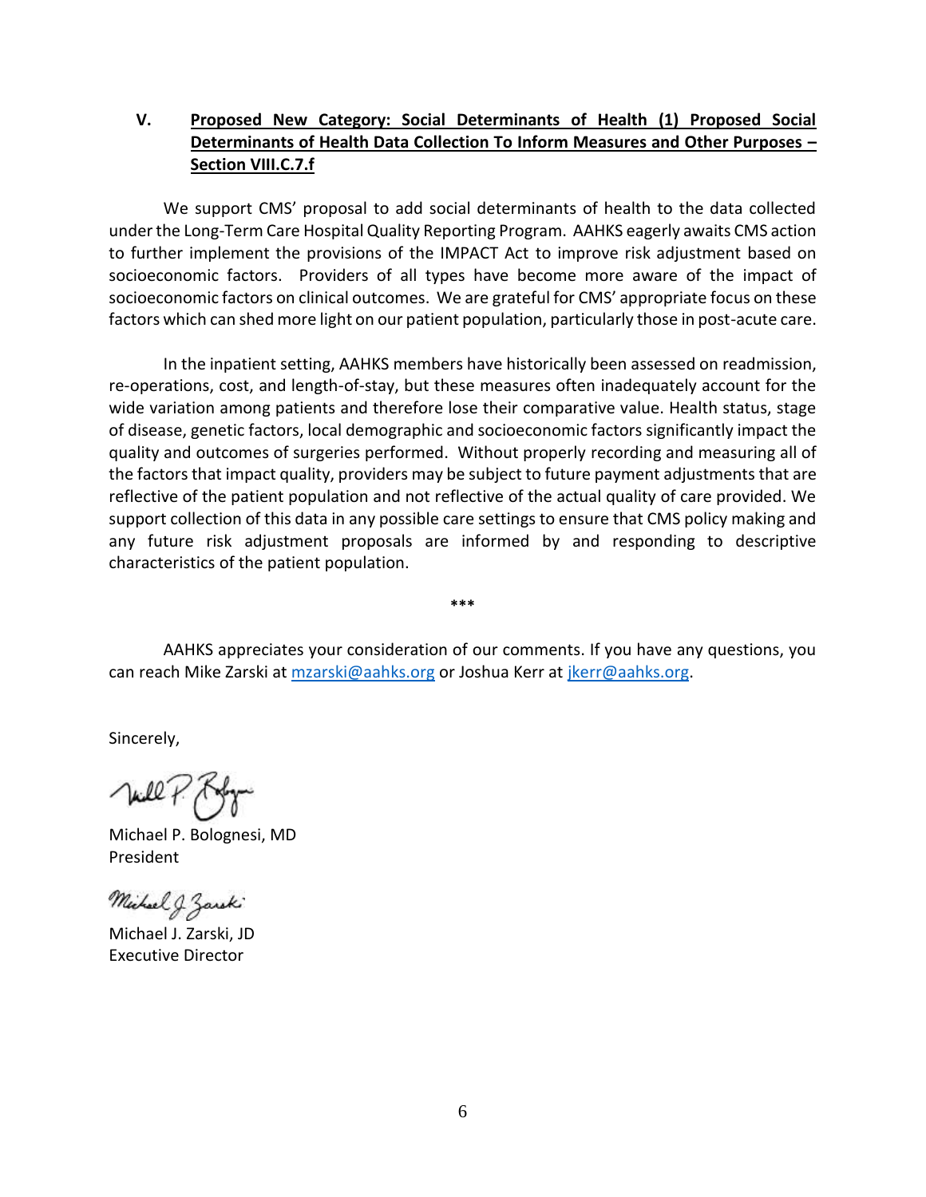## V. Proposed New Category: Social Determinants of Health (1) Proposed Social Determinants of Health Data Collection To Inform Measures and Other Purposes – Section VIII.C.7.f

We support CMS' proposal to add social determinants of health to the data collected under the Long-Term Care Hospital Quality Reporting Program. AAHKS eagerly awaits CMS action to further implement the provisions of the IMPACT Act to improve risk adjustment based on socioeconomic factors. Providers of all types have become more aware of the impact of socioeconomic factors on clinical outcomes. We are grateful for CMS' appropriate focus on these factors which can shed more light on our patient population, particularly those in post-acute care.

In the inpatient setting, AAHKS members have historically been assessed on readmission, re-operations, cost, and length-of-stay, but these measures often inadequately account for the wide variation among patients and therefore lose their comparative value. Health status, stage of disease, genetic factors, local demographic and socioeconomic factors significantly impact the quality and outcomes of surgeries performed. Without properly recording and measuring all of the factors that impact quality, providers may be subject to future payment adjustments that are reflective of the patient population and not reflective of the actual quality of care provided. We support collection of this data in any possible care settings to ensure that CMS policy making and any future risk adjustment proposals are informed by and responding to descriptive characteristics of the patient population.

***

AAHKS appreciates your consideration of our comments. If you have any questions, you can reach Mike Zarski at mzarski@aahks.org or Joshua Kerr at jkerr@aahks.org.

Sincerely,

Michael P. Bolognesi, MD
President

Michael J. Zarski, JD
Executive Director